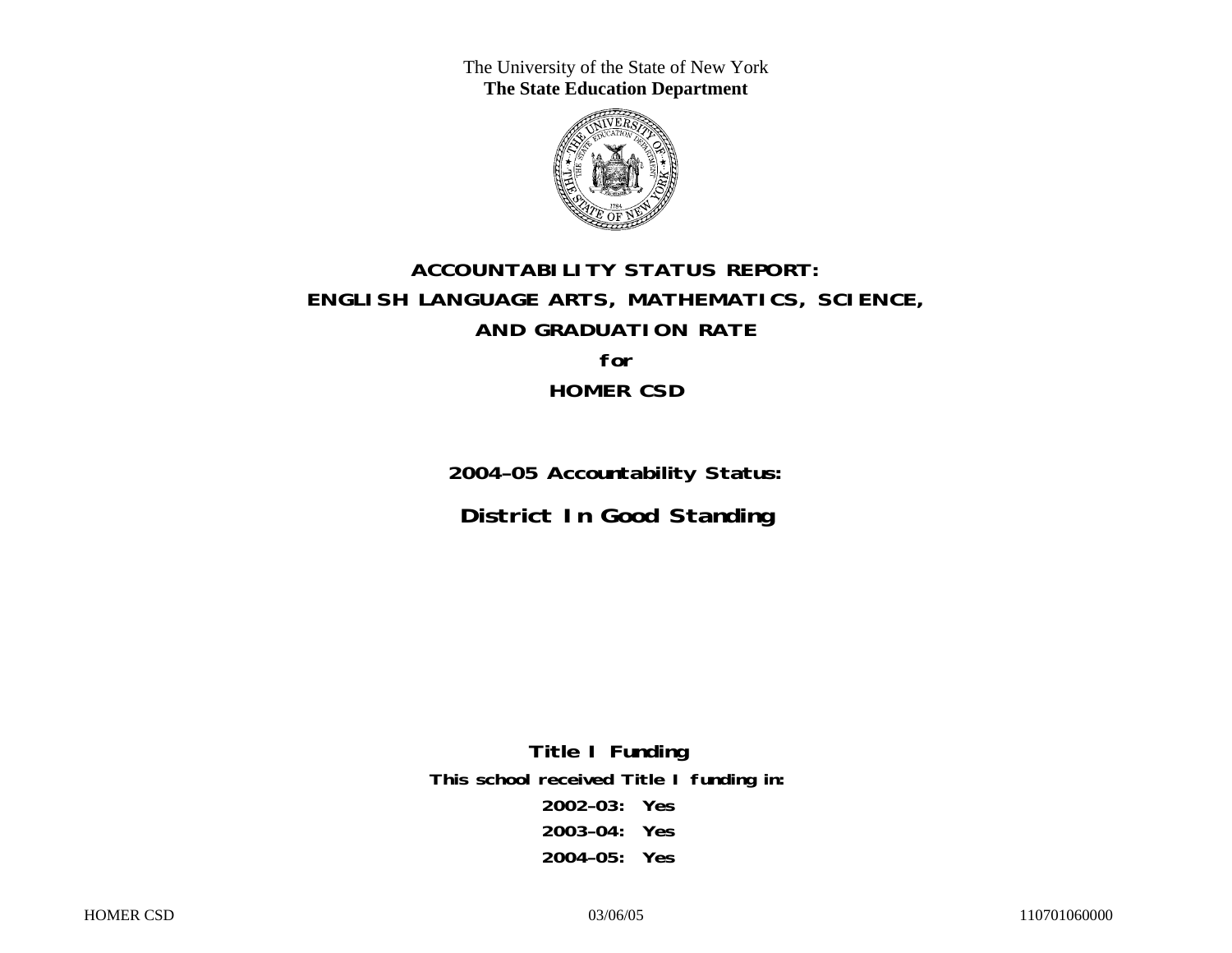The University of the State of New York

**The State Education Department**

# ACCOUNTABILITY STATUS REPORT:
# ENGLISH LANGUAGE ARTS, MATHEMATICS, SCIENCE,
# AND GRADUATION RATE
# for
# HOMER CSD

## 2004–05 Accountability Status:

## District In Good Standing

**Title I Funding**

**This school received Title I funding in:**

**2002–03: Yes**

**2003–04: Yes**

**2004–05: Yes**

HOMER CSD | 03/06/05 | 110701060000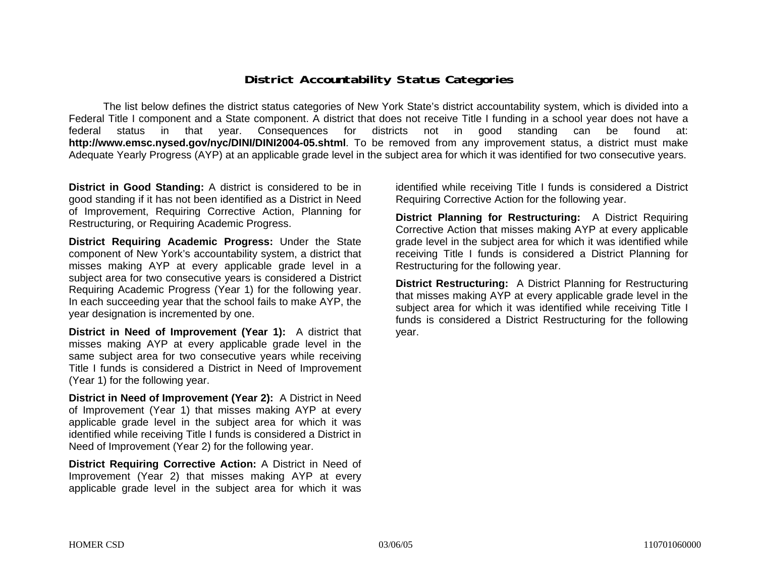# District Accountability Status Categories

The list below defines the district status categories of New York State's district accountability system, which is divided into a Federal Title I component and a State component. A district that does not receive Title I funding in a school year does not have a federal status in that year. Consequences for districts not in good standing can be found at: **http://www.emsc.nysed.gov/nyc/DINI/DINI2004-05.shtml**. To be removed from any improvement status, a district must make Adequate Yearly Progress (AYP) at an applicable grade level in the subject area for which it was identified for two consecutive years.

**District in Good Standing:** A district is considered to be in good standing if it has not been identified as a District in Need of Improvement, Requiring Corrective Action, Planning for Restructuring, or Requiring Academic Progress.

**District Requiring Academic Progress:** Under the State component of New York's accountability system, a district that misses making AYP at every applicable grade level in a subject area for two consecutive years is considered a District Requiring Academic Progress (Year 1) for the following year. In each succeeding year that the school fails to make AYP, the year designation is incremented by one.

**District in Need of Improvement (Year 1):** A district that misses making AYP at every applicable grade level in the same subject area for two consecutive years while receiving Title I funds is considered a District in Need of Improvement (Year 1) for the following year.

**District in Need of Improvement (Year 2):** A District in Need of Improvement (Year 1) that misses making AYP at every applicable grade level in the subject area for which it was identified while receiving Title I funds is considered a District in Need of Improvement (Year 2) for the following year.

**District Requiring Corrective Action:** A District in Need of Improvement (Year 2) that misses making AYP at every applicable grade level in the subject area for which it was identified while receiving Title I funds is considered a District Requiring Corrective Action for the following year.

**District Planning for Restructuring:** A District Requiring Corrective Action that misses making AYP at every applicable grade level in the subject area for which it was identified while receiving Title I funds is considered a District Planning for Restructuring for the following year.

**District Restructuring:** A District Planning for Restructuring that misses making AYP at every applicable grade level in the subject area for which it was identified while receiving Title I funds is considered a District Restructuring for the following year.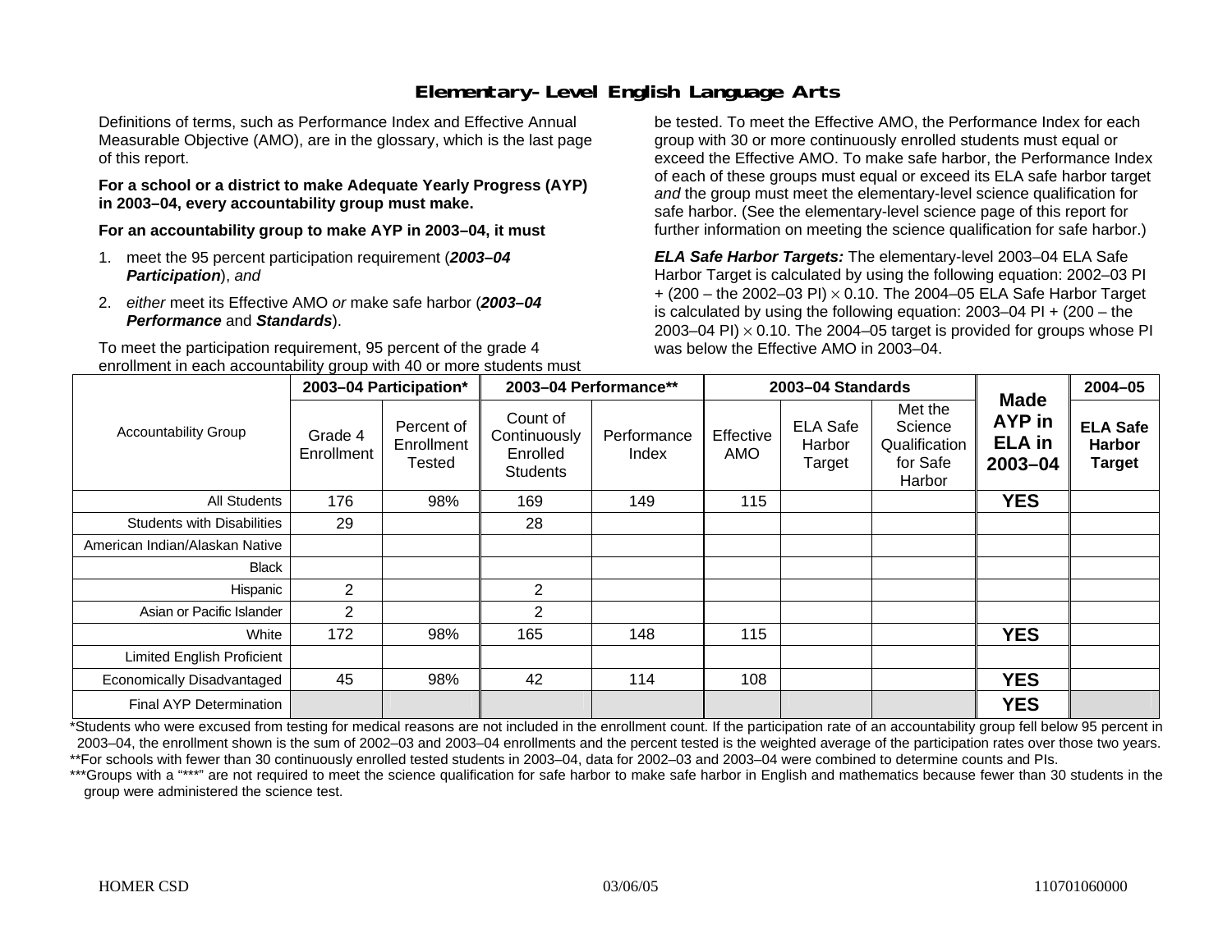# Elementary-Level English Language Arts

Definitions of terms, such as Performance Index and Effective Annual Measurable Objective (AMO), are in the glossary, which is the last page of this report.

**For a school or a district to make Adequate Yearly Progress (AYP) in 2003–04, every accountability group must make.**

**For an accountability group to make AYP in 2003–04, it must**

1. meet the 95 percent participation requirement (***2003–04 Participation***), *and*
2. *either* meet its Effective AMO *or* make safe harbor (***2003–04 Performance*** and ***Standards***).

To meet the participation requirement, 95 percent of the grade 4 enrollment in each accountability group with 40 or more students must be tested. To meet the Effective AMO, the Performance Index for each group with 30 or more continuously enrolled students must equal or exceed the Effective AMO. To make safe harbor, the Performance Index of each of these groups must equal or exceed its ELA safe harbor target *and* the group must meet the elementary-level science qualification for safe harbor. (See the elementary-level science page of this report for further information on meeting the science qualification for safe harbor.)

***ELA Safe Harbor Targets:*** The elementary-level 2003–04 ELA Safe Harbor Target is calculated by using the following equation: 2002–03 PI + (200 – the 2002–03 PI) $\times$ 0.10. The 2004–05 ELA Safe Harbor Target is calculated by using the following equation: 2003–04 PI + (200 – the 2003–04 PI) $\times$ 0.10. The 2004–05 target is provided for groups whose PI was below the Effective AMO in 2003–04.

| Accountability Group | 2003–04 Participation* | | 2003–04 Performance** | | 2003–04 Standards | | | Made AYP in ELA in 2003–04 | 2004–05 |
|---|---|---|---|---|---|---|---|---|---|
| | Grade 4 Enrollment | Percent of Enrollment Tested | Count of Continuously Enrolled Students | Performance Index | Effective AMO | ELA Safe Harbor Target | Met the Science Qualification for Safe Harbor | | ELA Safe Harbor Target |
| All Students | 176 | 98% | 169 | 149 | 115 | | | **YES** | |
| Students with Disabilities | 29 | | 28 | | | | | | |
| American Indian/Alaskan Native | | | | | | | | | |
| Black | | | | | | | | | |
| Hispanic | 2 | | 2 | | | | | | |
| Asian or Pacific Islander | 2 | | 2 | | | | | | |
| White | 172 | 98% | 165 | 148 | 115 | | | **YES** | |
| Limited English Proficient | | | | | | | | | |
| Economically Disadvantaged | 45 | 98% | 42 | 114 | 108 | | | **YES** | |
| Final AYP Determination | | | | | | | | **YES** | |

*Students who were excused from testing for medical reasons are not included in the enrollment count. If the participation rate of an accountability group fell below 95 percent in 2003–04, the enrollment shown is the sum of 2002–03 and 2003–04 enrollments and the percent tested is the weighted average of the participation rates over those two years.
**For schools with fewer than 30 continuously enrolled tested students in 2003–04, data for 2002–03 and 2003–04 were combined to determine counts and PIs.
***Groups with a "***" are not required to meet the science qualification for safe harbor to make safe harbor in English and mathematics because fewer than 30 students in the group were administered the science test.

HOMER CSD 03/06/05 110701060000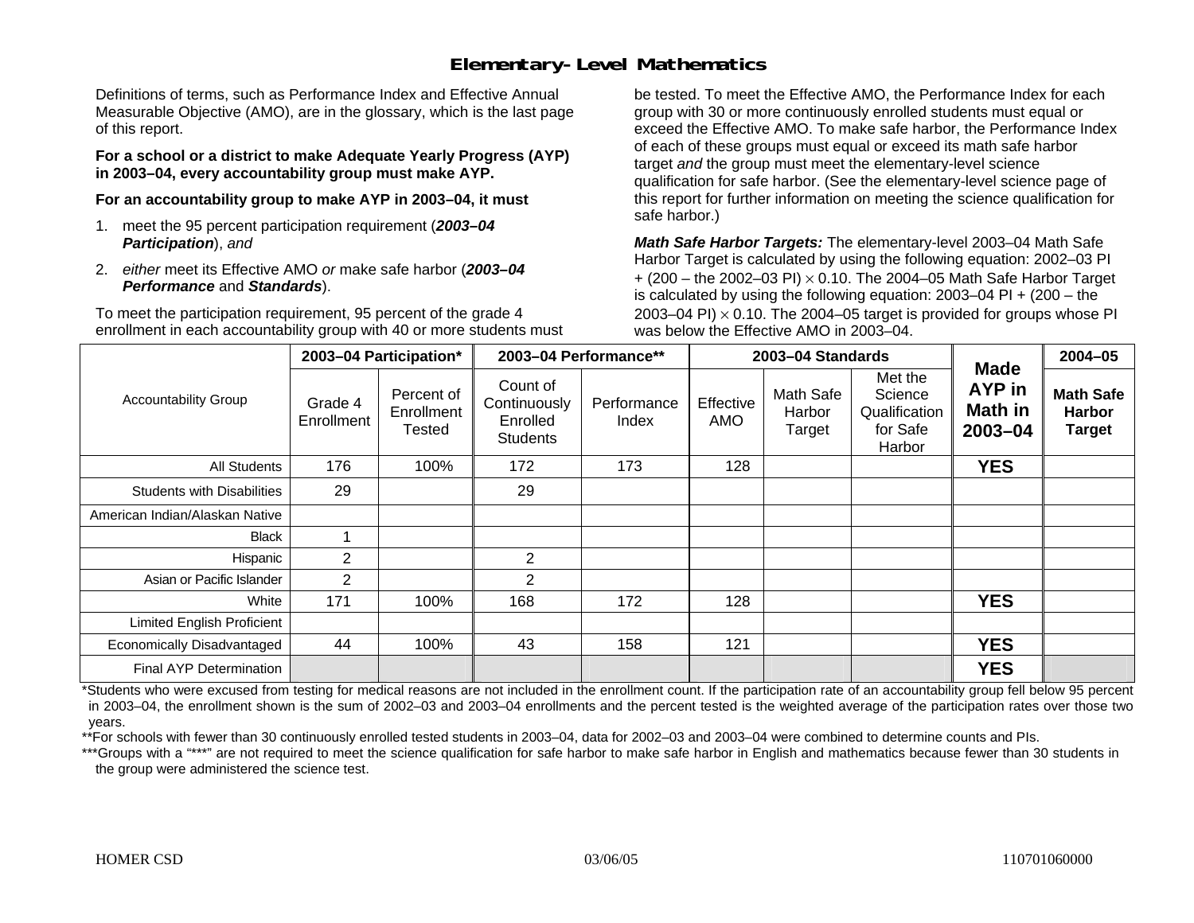# Elementary-Level Mathematics

Definitions of terms, such as Performance Index and Effective Annual Measurable Objective (AMO), are in the glossary, which is the last page of this report.

**For a school or a district to make Adequate Yearly Progress (AYP) in 2003–04, every accountability group must make AYP.**

**For an accountability group to make AYP in 2003–04, it must**

1. meet the 95 percent participation requirement (***2003–04 Participation***), *and*
2. *either* meet its Effective AMO *or* make safe harbor (***2003–04 Performance*** and ***Standards***).

To meet the participation requirement, 95 percent of the grade 4 enrollment in each accountability group with 40 or more students must be tested. To meet the Effective AMO, the Performance Index for each group with 30 or more continuously enrolled students must equal or exceed the Effective AMO. To make safe harbor, the Performance Index of each of these groups must equal or exceed its math safe harbor target *and* the group must meet the elementary-level science qualification for safe harbor. (See the elementary-level science page of this report for further information on meeting the science qualification for safe harbor.)

***Math Safe Harbor Targets:*** The elementary-level 2003–04 Math Safe Harbor Target is calculated by using the following equation: 2002–03 PI + (200 – the 2002–03 PI) $\times$ 0.10. The 2004–05 Math Safe Harbor Target is calculated by using the following equation: 2003–04 PI + (200 – the 2003–04 PI) $\times$ 0.10. The 2004–05 target is provided for groups whose PI was below the Effective AMO in 2003–04.

| Accountability Group | 2003–04 Participation* | | 2003–04 Performance** | | 2003–04 Standards | | | Made AYP in Math in 2003–04 | 2004–05 |
|---|---|---|---|---|---|---|---|---|---|
| | Grade 4 Enrollment | Percent of Enrollment Tested | Count of Continuously Enrolled Students | Performance Index | Effective AMO | Math Safe Harbor Target | Met the Science Qualification for Safe Harbor | | Math Safe Harbor Target |
| All Students | 176 | 100% | 172 | 173 | 128 | | | YES | |
| Students with Disabilities | 29 | | 29 | | | | | | |
| American Indian/Alaskan Native | | | | | | | | | |
| Black | 1 | | | | | | | | |
| Hispanic | 2 | | 2 | | | | | | |
| Asian or Pacific Islander | 2 | | 2 | | | | | | |
| White | 171 | 100% | 168 | 172 | 128 | | | YES | |
| Limited English Proficient | | | | | | | | | |
| Economically Disadvantaged | 44 | 100% | 43 | 158 | 121 | | | YES | |
| Final AYP Determination | | | | | | | | YES | |

*Students who were excused from testing for medical reasons are not included in the enrollment count. If the participation rate of an accountability group fell below 95 percent in 2003–04, the enrollment shown is the sum of 2002–03 and 2003–04 enrollments and the percent tested is the weighted average of the participation rates over those two years.

**For schools with fewer than 30 continuously enrolled tested students in 2003–04, data for 2002–03 and 2003–04 were combined to determine counts and PIs.

***Groups with a "***" are not required to meet the science qualification for safe harbor to make safe harbor in English and mathematics because fewer than 30 students in the group were administered the science test.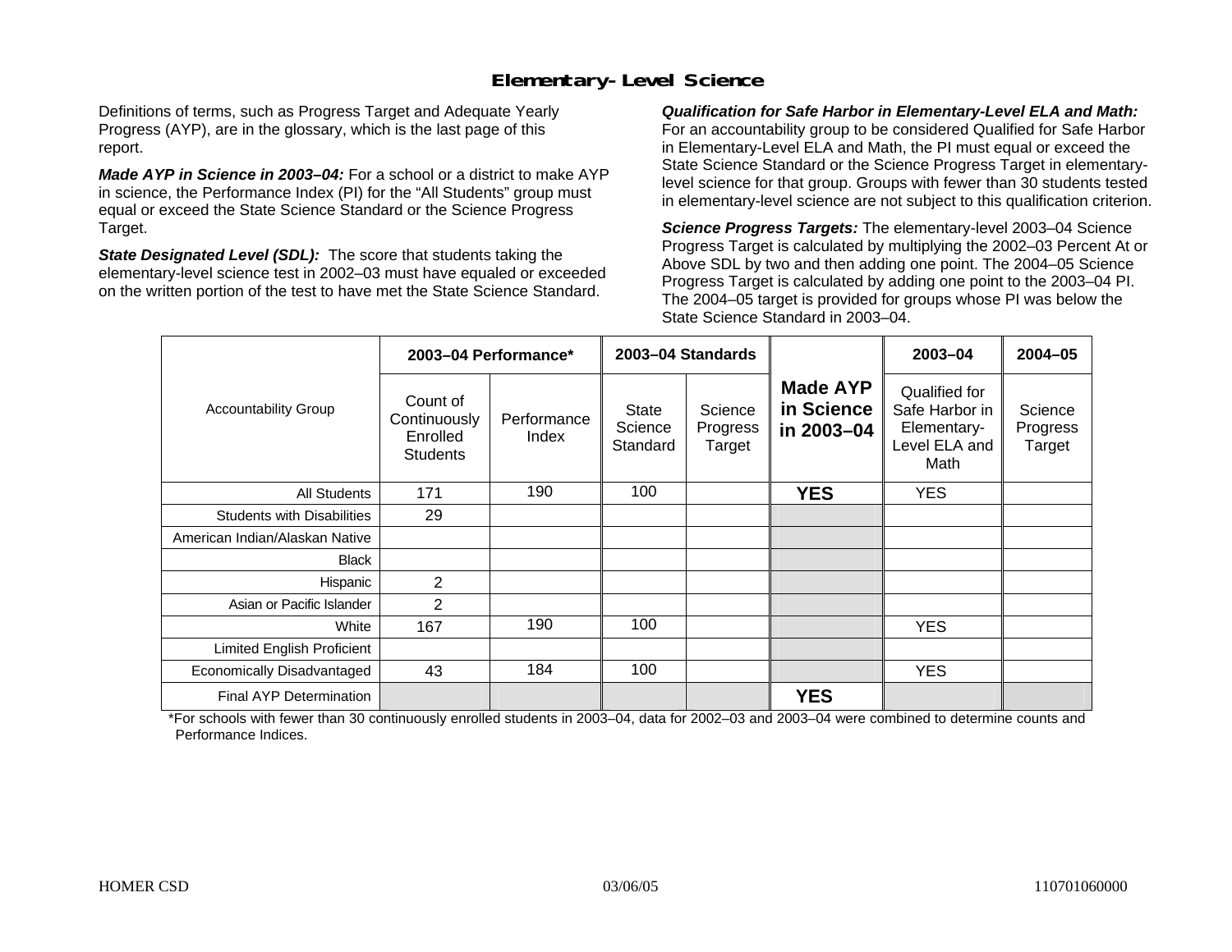# Elementary-Level Science

Definitions of terms, such as Progress Target and Adequate Yearly Progress (AYP), are in the glossary, which is the last page of this report.

***Made AYP in Science in 2003–04:*** For a school or a district to make AYP in science, the Performance Index (PI) for the "All Students" group must equal or exceed the State Science Standard or the Science Progress Target.

***State Designated Level (SDL):*** The score that students taking the elementary-level science test in 2002–03 must have equaled or exceeded on the written portion of the test to have met the State Science Standard.

***Qualification for Safe Harbor in Elementary-Level ELA and Math:*** For an accountability group to be considered Qualified for Safe Harbor in Elementary-Level ELA and Math, the PI must equal or exceed the State Science Standard or the Science Progress Target in elementary-level science for that group. Groups with fewer than 30 students tested in elementary-level science are not subject to this qualification criterion.

***Science Progress Targets:*** The elementary-level 2003–04 Science Progress Target is calculated by multiplying the 2002–03 Percent At or Above SDL by two and then adding one point. The 2004–05 Science Progress Target is calculated by adding one point to the 2003–04 PI. The 2004–05 target is provided for groups whose PI was below the State Science Standard in 2003–04.

| Accountability Group | 2003–04 Performance* | | 2003–04 Standards | | Made AYP in Science in 2003–04 | 2003–04 | 2004–05 |
|---|---|---|---|---|---|---|---|
| | Count of Continuously Enrolled Students | Performance Index | State Science Standard | Science Progress Target | | Qualified for Safe Harbor in Elementary-Level ELA and Math | Science Progress Target |
| All Students | 171 | 190 | 100 | | **YES** | YES | |
| Students with Disabilities | 29 | | | | | | |
| American Indian/Alaskan Native | | | | | | | |
| Black | | | | | | | |
| Hispanic | 2 | | | | | | |
| Asian or Pacific Islander | 2 | | | | | | |
| White | 167 | 190 | 100 | | | YES | |
| Limited English Proficient | | | | | | | |
| Economically Disadvantaged | 43 | 184 | 100 | | | YES | |
| Final AYP Determination | | | | | **YES** | | |

*For schools with fewer than 30 continuously enrolled students in 2003–04, data for 2002–03 and 2003–04 were combined to determine counts and Performance Indices.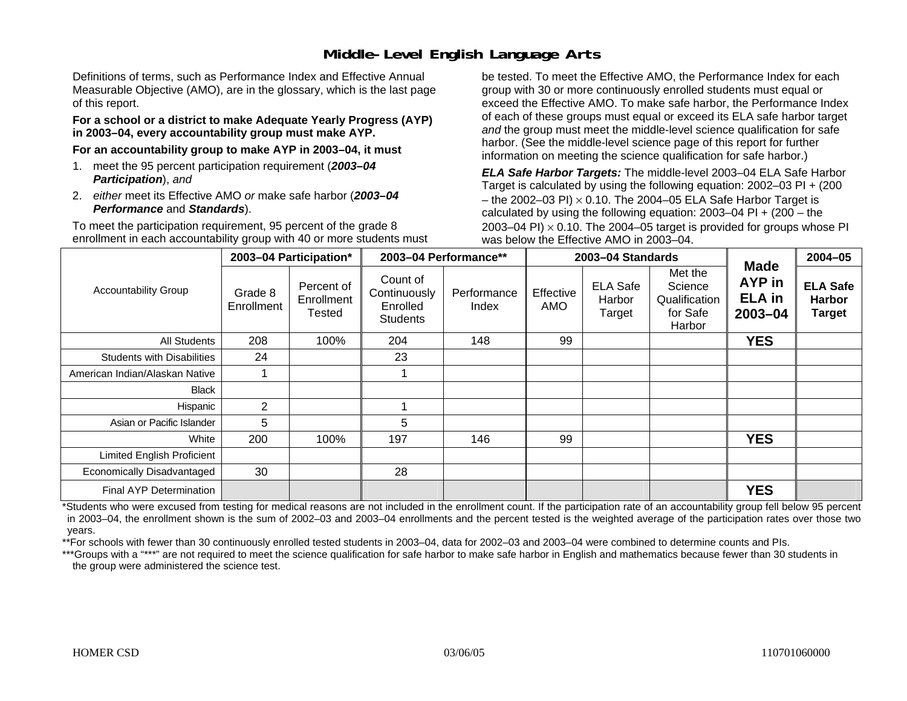# Middle-Level English Language Arts

Definitions of terms, such as Performance Index and Effective Annual Measurable Objective (AMO), are in the glossary, which is the last page of this report.

**For a school or a district to make Adequate Yearly Progress (AYP) in 2003–04, every accountability group must make AYP.**

**For an accountability group to make AYP in 2003–04, it must**

1. meet the 95 percent participation requirement (***2003–04 Participation***), *and*
2. *either* meet its Effective AMO *or* make safe harbor (***2003–04 Performance*** and ***Standards***).

To meet the participation requirement, 95 percent of the grade 8 enrollment in each accountability group with 40 or more students must be tested. To meet the Effective AMO, the Performance Index for each group with 30 or more continuously enrolled students must equal or exceed the Effective AMO. To make safe harbor, the Performance Index of each of these groups must equal or exceed its ELA safe harbor target *and* the group must meet the middle-level science qualification for safe harbor. (See the middle-level science page of this report for further information on meeting the science qualification for safe harbor.)

***ELA Safe Harbor Targets:*** The middle-level 2003–04 ELA Safe Harbor Target is calculated by using the following equation: 2002–03 PI + (200 – the 2002–03 PI) $\times$ 0.10. The 2004–05 ELA Safe Harbor Target is calculated by using the following equation: 2003–04 PI + (200 – the 2003–04 PI) $\times$ 0.10. The 2004–05 target is provided for groups whose PI was below the Effective AMO in 2003–04.

| Accountability Group | 2003–04 Participation* | | 2003–04 Performance** | | 2003–04 Standards | | | Made AYP in ELA in 2003–04 | 2004–05 |
|---|---|---|---|---|---|---|---|---|---|
| | Grade 8 Enrollment | Percent of Enrollment Tested | Count of Continuously Enrolled Students | Performance Index | Effective AMO | ELA Safe Harbor Target | Met the Science Qualification for Safe Harbor | | ELA Safe Harbor Target |
| All Students | 208 | 100% | 204 | 148 | 99 | | | **YES** | |
| Students with Disabilities | 24 | | 23 | | | | | | |
| American Indian/Alaskan Native | 1 | | 1 | | | | | | |
| Black | | | | | | | | | |
| Hispanic | 2 | | 1 | | | | | | |
| Asian or Pacific Islander | 5 | | 5 | | | | | | |
| White | 200 | 100% | 197 | 146 | 99 | | | **YES** | |
| Limited English Proficient | | | | | | | | | |
| Economically Disadvantaged | 30 | | 28 | | | | | | |
| Final AYP Determination | | | | | | | | **YES** | |

*Students who were excused from testing for medical reasons are not included in the enrollment count. If the participation rate of an accountability group fell below 95 percent in 2003–04, the enrollment shown is the sum of 2002–03 and 2003–04 enrollments and the percent tested is the weighted average of the participation rates over those two years.

**For schools with fewer than 30 continuously enrolled tested students in 2003–04, data for 2002–03 and 2003–04 were combined to determine counts and PIs.

***Groups with a "***" are not required to meet the science qualification for safe harbor to make safe harbor in English and mathematics because fewer than 30 students in the group were administered the science test.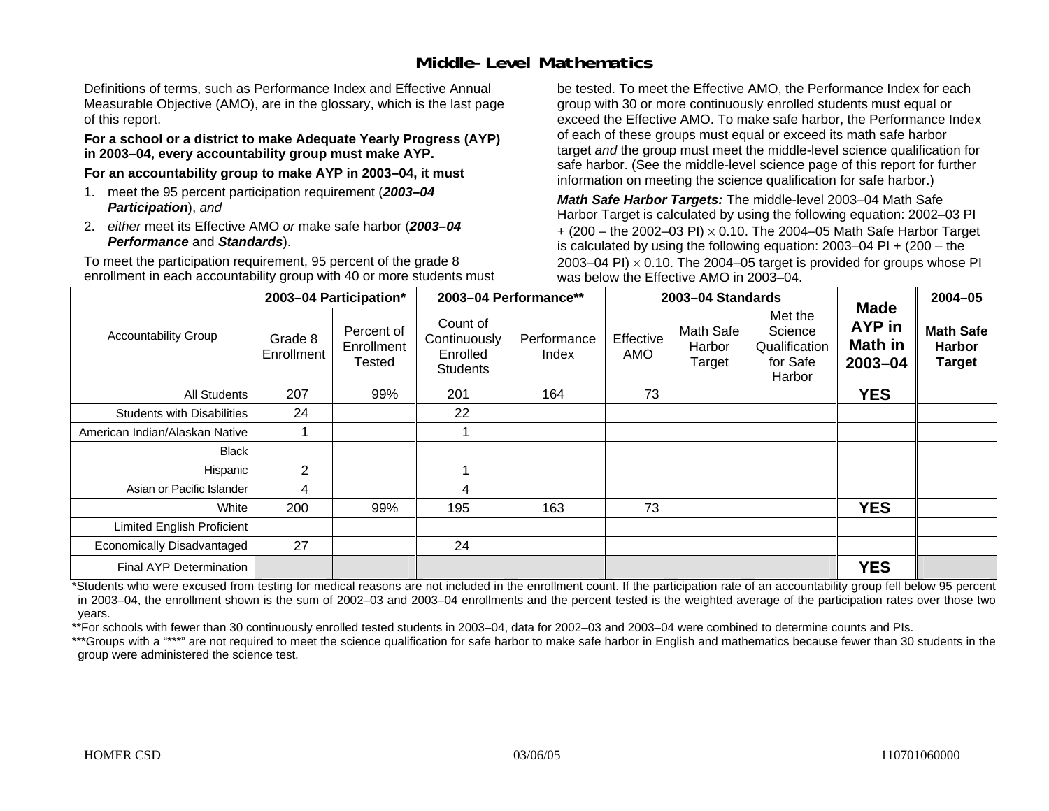# Middle-Level Mathematics

Definitions of terms, such as Performance Index and Effective Annual Measurable Objective (AMO), are in the glossary, which is the last page of this report.

**For a school or a district to make Adequate Yearly Progress (AYP) in 2003–04, every accountability group must make AYP.**

**For an accountability group to make AYP in 2003–04, it must**

1. meet the 95 percent participation requirement (***2003–04 Participation***), *and*
2. *either* meet its Effective AMO *or* make safe harbor (***2003–04 Performance*** and ***Standards***).

To meet the participation requirement, 95 percent of the grade 8 enrollment in each accountability group with 40 or more students must be tested. To meet the Effective AMO, the Performance Index for each group with 30 or more continuously enrolled students must equal or exceed the Effective AMO. To make safe harbor, the Performance Index of each of these groups must equal or exceed its math safe harbor target *and* the group must meet the middle-level science qualification for safe harbor. (See the middle-level science page of this report for further information on meeting the science qualification for safe harbor.)

***Math Safe Harbor Targets:*** The middle-level 2003–04 Math Safe Harbor Target is calculated by using the following equation: 2002–03 PI + (200 – the 2002–03 PI) $\times$ 0.10. The 2004–05 Math Safe Harbor Target is calculated by using the following equation: 2003–04 PI + (200 – the 2003–04 PI) $\times$ 0.10. The 2004–05 target is provided for groups whose PI was below the Effective AMO in 2003–04.

| Accountability Group | 2003–04 Participation* | | 2003–04 Performance** | | 2003–04 Standards | | | Made AYP in Math in 2003–04 | 2004–05 |
|---|---|---|---|---|---|---|---|---|---|
| | Grade 8 Enrollment | Percent of Enrollment Tested | Count of Continuously Enrolled Students | Performance Index | Effective AMO | Math Safe Harbor Target | Met the Science Qualification for Safe Harbor | | **Math Safe Harbor Target** |
| All Students | 207 | 99% | 201 | 164 | 73 | | | **YES** | |
| Students with Disabilities | 24 | | 22 | | | | | | |
| American Indian/Alaskan Native | 1 | | 1 | | | | | | |
| Black | | | | | | | | | |
| Hispanic | 2 | | 1 | | | | | | |
| Asian or Pacific Islander | 4 | | 4 | | | | | | |
| White | 200 | 99% | 195 | 163 | 73 | | | **YES** | |
| Limited English Proficient | | | | | | | | | |
| Economically Disadvantaged | 27 | | 24 | | | | | | |
| Final AYP Determination | | | | | | | | **YES** | |

*Students who were excused from testing for medical reasons are not included in the enrollment count. If the participation rate of an accountability group fell below 95 percent in 2003–04, the enrollment shown is the sum of 2002–03 and 2003–04 enrollments and the percent tested is the weighted average of the participation rates over those two years.

**For schools with fewer than 30 continuously enrolled tested students in 2003–04, data for 2002–03 and 2003–04 were combined to determine counts and PIs.

***Groups with a "***" are not required to meet the science qualification for safe harbor to make safe harbor in English and mathematics because fewer than 30 students in the group were administered the science test.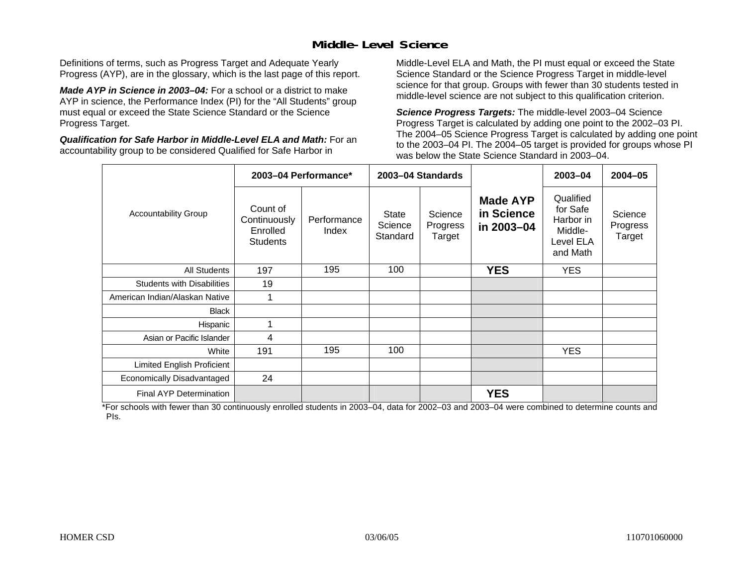# Middle-Level Science

Definitions of terms, such as Progress Target and Adequate Yearly Progress (AYP), are in the glossary, which is the last page of this report.

***Made AYP in Science in 2003–04:*** For a school or a district to make AYP in science, the Performance Index (PI) for the "All Students" group must equal or exceed the State Science Standard or the Science Progress Target.

***Qualification for Safe Harbor in Middle-Level ELA and Math:*** For an accountability group to be considered Qualified for Safe Harbor in Middle-Level ELA and Math, the PI must equal or exceed the State Science Standard or the Science Progress Target in middle-level science for that group. Groups with fewer than 30 students tested in middle-level science are not subject to this qualification criterion.

***Science Progress Targets:*** The middle-level 2003–04 Science Progress Target is calculated by adding one point to the 2002–03 PI. The 2004–05 Science Progress Target is calculated by adding one point to the 2003–04 PI. The 2004–05 target is provided for groups whose PI was below the State Science Standard in 2003–04.

| Accountability Group | 2003–04 Performance* | | 2003–04 Standards | | Made AYP in Science in 2003–04 | 2003–04 | 2004–05 |
|---|---|---|---|---|---|---|---|
| | Count of Continuously Enrolled Students | Performance Index | State Science Standard | Science Progress Target | | Qualified for Safe Harbor in Middle-Level ELA and Math | Science Progress Target |
| All Students | 197 | 195 | 100 | | **YES** | YES | |
| Students with Disabilities | 19 | | | | | | |
| American Indian/Alaskan Native | 1 | | | | | | |
| Black | | | | | | | |
| Hispanic | 1 | | | | | | |
| Asian or Pacific Islander | 4 | | | | | | |
| White | 191 | 195 | 100 | | | YES | |
| Limited English Proficient | | | | | | | |
| Economically Disadvantaged | 24 | | | | | | |
| Final AYP Determination | | | | | **YES** | | |

*For schools with fewer than 30 continuously enrolled students in 2003–04, data for 2002–03 and 2003–04 were combined to determine counts and PIs.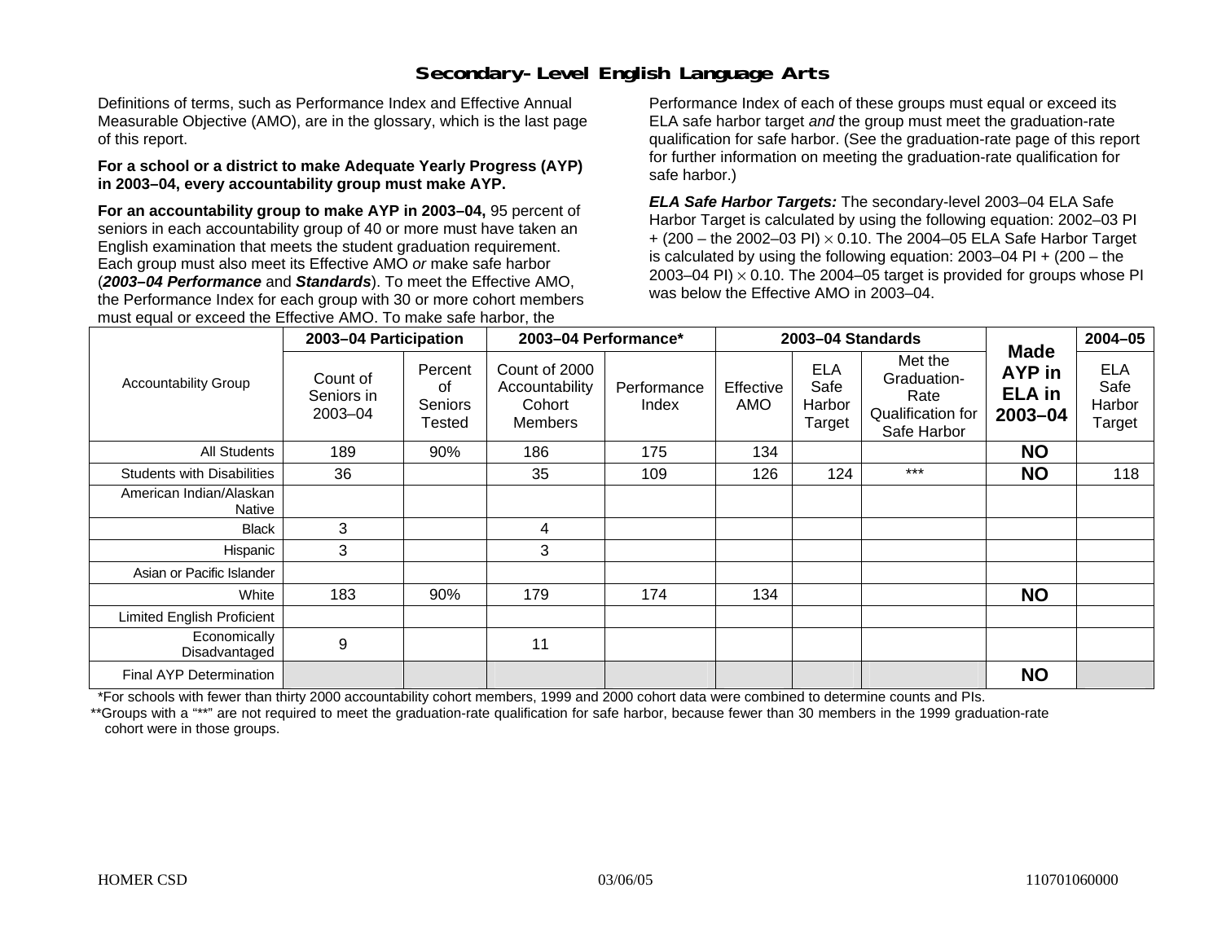# Secondary-Level English Language Arts

Definitions of terms, such as Performance Index and Effective Annual Measurable Objective (AMO), are in the glossary, which is the last page of this report.

**For a school or a district to make Adequate Yearly Progress (AYP) in 2003–04, every accountability group must make AYP.**

**For an accountability group to make AYP in 2003–04,** 95 percent of seniors in each accountability group of 40 or more must have taken an English examination that meets the student graduation requirement. Each group must also meet its Effective AMO *or* make safe harbor (***2003–04 Performance*** and ***Standards***). To meet the Effective AMO, the Performance Index for each group with 30 or more cohort members must equal or exceed the Effective AMO. To make safe harbor, the Performance Index of each of these groups must equal or exceed its ELA safe harbor target *and* the group must meet the graduation-rate qualification for safe harbor. (See the graduation-rate page of this report for further information on meeting the graduation-rate qualification for safe harbor.)

***ELA Safe Harbor Targets:*** The secondary-level 2003–04 ELA Safe Harbor Target is calculated by using the following equation: 2002–03 PI + (200 – the 2002–03 PI) × 0.10. The 2004–05 ELA Safe Harbor Target is calculated by using the following equation: 2003–04 PI + (200 – the 2003–04 PI) × 0.10. The 2004–05 target is provided for groups whose PI was below the Effective AMO in 2003–04.

| Accountability Group | 2003–04 Participation | | 2003–04 Performance* | | 2003–04 Standards | | | Made AYP in ELA in 2003–04 | 2004–05 |
|---|---|---|---|---|---|---|---|---|---|
| | Count of Seniors in 2003–04 | Percent of Seniors Tested | Count of 2000 Accountability Cohort Members | Performance Index | Effective AMO | ELA Safe Harbor Target | Met the Graduation-Rate Qualification for Safe Harbor | | ELA Safe Harbor Target |
| All Students | 189 | 90% | 186 | 175 | 134 | | | **NO** | |
| Students with Disabilities | 36 | | 35 | 109 | 126 | 124 | *** | **NO** | 118 |
| American Indian/Alaskan Native | | | | | | | | | |
| Black | 3 | | 4 | | | | | | |
| Hispanic | 3 | | 3 | | | | | | |
| Asian or Pacific Islander | | | | | | | | | |
| White | 183 | 90% | 179 | 174 | 134 | | | **NO** | |
| Limited English Proficient | | | | | | | | | |
| Economically Disadvantaged | 9 | | 11 | | | | | | |
| Final AYP Determination | | | | | | | | **NO** | |

*For schools with fewer than thirty 2000 accountability cohort members, 1999 and 2000 cohort data were combined to determine counts and PIs.

**Groups with a "**" are not required to meet the graduation-rate qualification for safe harbor, because fewer than 30 members in the 1999 graduation-rate cohort were in those groups.

HOMER CSD 03/06/05 110701060000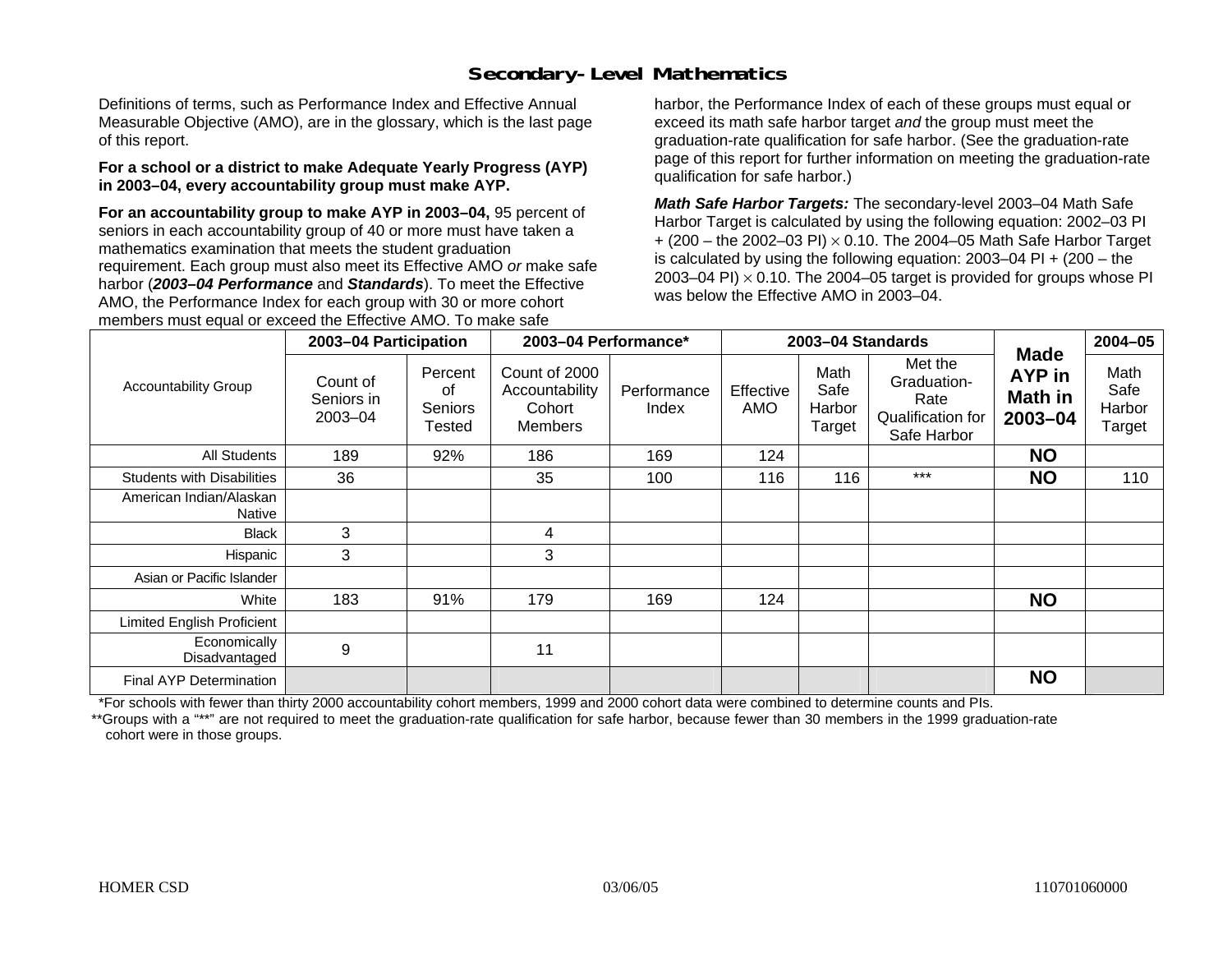# Secondary-Level Mathematics

Definitions of terms, such as Performance Index and Effective Annual Measurable Objective (AMO), are in the glossary, which is the last page of this report.

**For a school or a district to make Adequate Yearly Progress (AYP) in 2003–04, every accountability group must make AYP.**

**For an accountability group to make AYP in 2003–04,** 95 percent of seniors in each accountability group of 40 or more must have taken a mathematics examination that meets the student graduation requirement. Each group must also meet its Effective AMO *or* make safe harbor (***2003–04 Performance*** and ***Standards***). To meet the Effective AMO, the Performance Index for each group with 30 or more cohort members must equal or exceed the Effective AMO. To make safe harbor, the Performance Index of each of these groups must equal or exceed its math safe harbor target *and* the group must meet the graduation-rate qualification for safe harbor. (See the graduation-rate page of this report for further information on meeting the graduation-rate qualification for safe harbor.)

***Math Safe Harbor Targets:*** The secondary-level 2003–04 Math Safe Harbor Target is calculated by using the following equation: 2002–03 PI + (200 – the 2002–03 PI) $\times$ 0.10. The 2004–05 Math Safe Harbor Target is calculated by using the following equation: 2003–04 PI + (200 – the 2003–04 PI) $\times$ 0.10. The 2004–05 target is provided for groups whose PI was below the Effective AMO in 2003–04.

| Accountability Group | 2003–04 Participation | | 2003–04 Performance* | | 2003–04 Standards | | | Made AYP in Math in 2003–04 | 2004–05 |
|---|---|---|---|---|---|---|---|---|---|
| | Count of Seniors in 2003–04 | Percent of Seniors Tested | Count of 2000 Accountability Cohort Members | Performance Index | Effective AMO | Math Safe Harbor Target | Met the Graduation-Rate Qualification for Safe Harbor | | Math Safe Harbor Target |
| All Students | 189 | 92% | 186 | 169 | 124 | | | **NO** | |
| Students with Disabilities | 36 | | 35 | 100 | 116 | 116 | *** | **NO** | 110 |
| American Indian/Alaskan Native | | | | | | | | | |
| Black | 3 | | 4 | | | | | | |
| Hispanic | 3 | | 3 | | | | | | |
| Asian or Pacific Islander | | | | | | | | | |
| White | 183 | 91% | 179 | 169 | 124 | | | **NO** | |
| Limited English Proficient | | | | | | | | | |
| Economically Disadvantaged | 9 | | 11 | | | | | | |
| Final AYP Determination | | | | | | | | **NO** | |

*For schools with fewer than thirty 2000 accountability cohort members, 1999 and 2000 cohort data were combined to determine counts and PIs.

**Groups with a "**" are not required to meet the graduation-rate qualification for safe harbor, because fewer than 30 members in the 1999 graduation-rate cohort were in those groups.

HOMER CSD 03/06/05 110701060000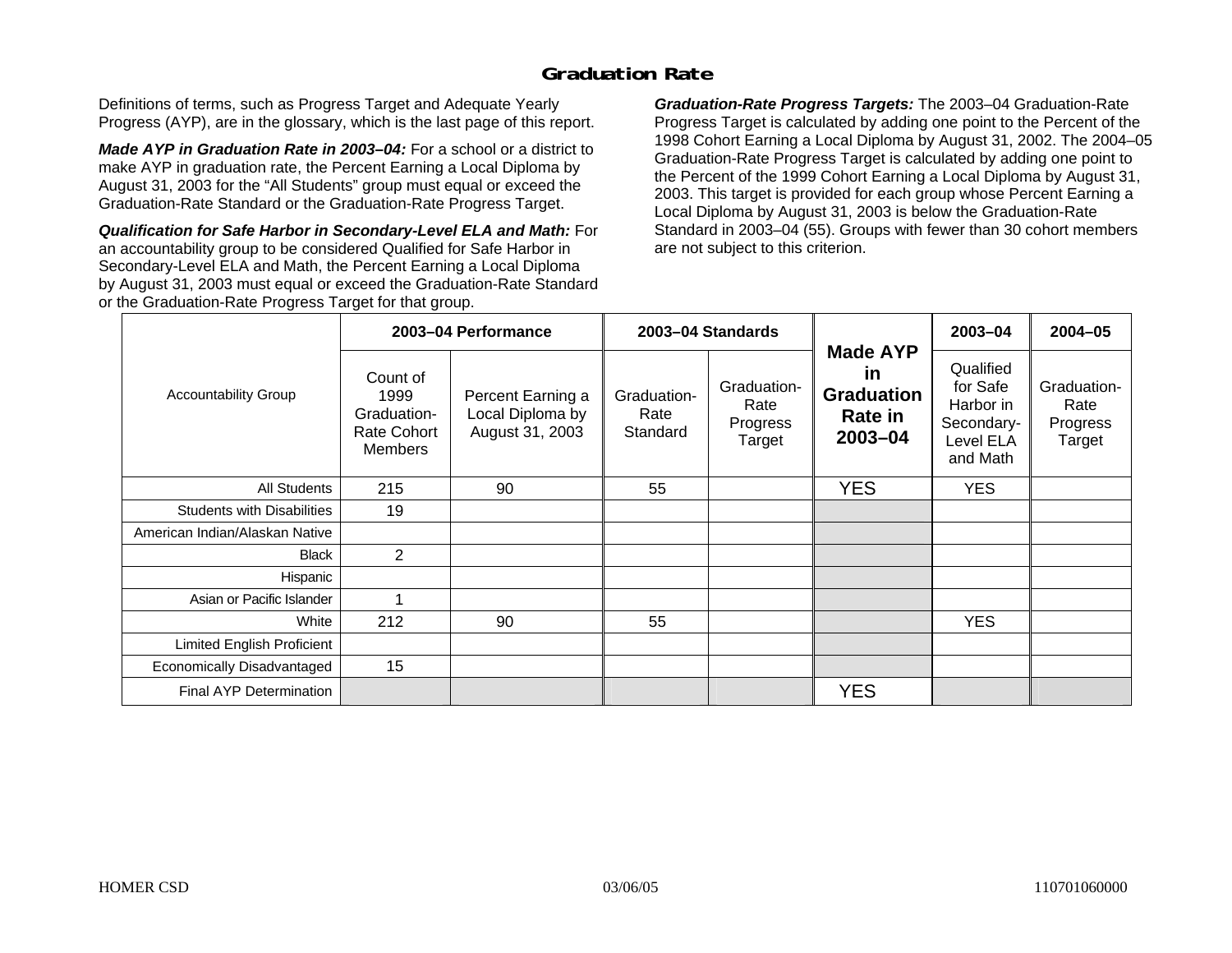# Graduation Rate

Definitions of terms, such as Progress Target and Adequate Yearly Progress (AYP), are in the glossary, which is the last page of this report.

***Made AYP in Graduation Rate in 2003–04:*** For a school or a district to make AYP in graduation rate, the Percent Earning a Local Diploma by August 31, 2003 for the "All Students" group must equal or exceed the Graduation-Rate Standard or the Graduation-Rate Progress Target.

***Qualification for Safe Harbor in Secondary-Level ELA and Math:*** For an accountability group to be considered Qualified for Safe Harbor in Secondary-Level ELA and Math, the Percent Earning a Local Diploma by August 31, 2003 must equal or exceed the Graduation-Rate Standard or the Graduation-Rate Progress Target for that group.

***Graduation-Rate Progress Targets:*** The 2003–04 Graduation-Rate Progress Target is calculated by adding one point to the Percent of the 1998 Cohort Earning a Local Diploma by August 31, 2002. The 2004–05 Graduation-Rate Progress Target is calculated by adding one point to the Percent of the 1999 Cohort Earning a Local Diploma by August 31, 2003. This target is provided for each group whose Percent Earning a Local Diploma by August 31, 2003 is below the Graduation-Rate Standard in 2003–04 (55). Groups with fewer than 30 cohort members are not subject to this criterion.

| Accountability Group | 2003–04 Performance | | 2003–04 Standards | | Made AYP in Graduation Rate in 2003–04 | 2003–04 | 2004–05 |
|---|---|---|---|---|---|---|---|
| | Count of 1999 Graduation-Rate Cohort Members | Percent Earning a Local Diploma by August 31, 2003 | Graduation-Rate Standard | Graduation-Rate Progress Target | | Qualified for Safe Harbor in Secondary-Level ELA and Math | Graduation-Rate Progress Target |
| All Students | 215 | 90 | 55 | | YES | YES | |
| Students with Disabilities | 19 | | | | | | |
| American Indian/Alaskan Native | | | | | | | |
| Black | 2 | | | | | | |
| Hispanic | | | | | | | |
| Asian or Pacific Islander | 1 | | | | | | |
| White | 212 | 90 | 55 | | | YES | |
| Limited English Proficient | | | | | | | |
| Economically Disadvantaged | 15 | | | | | | |
| Final AYP Determination | | | | | YES | | |

HOMER CSD 03/06/05 110701060000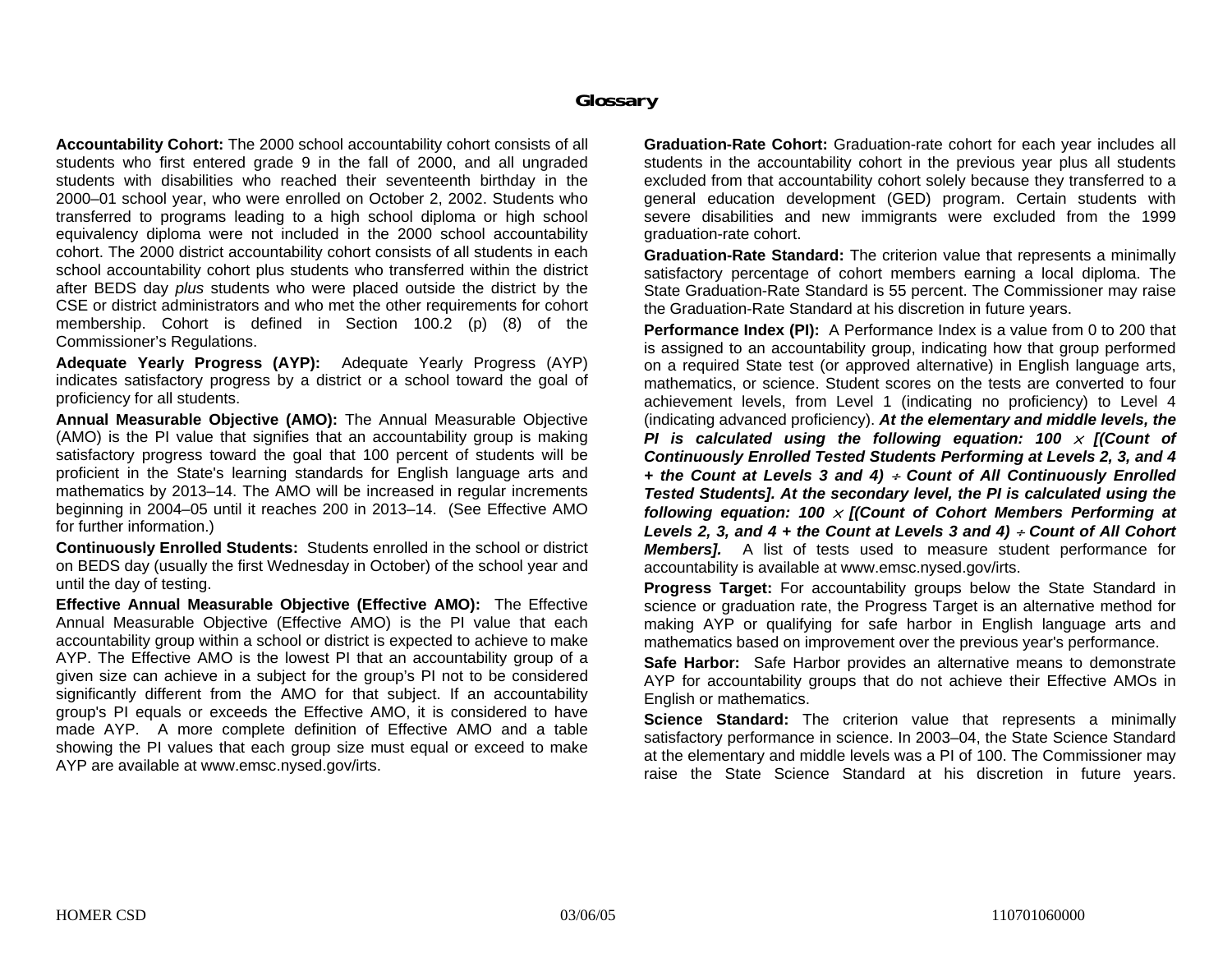# Glossary

**Accountability Cohort:** The 2000 school accountability cohort consists of all students who first entered grade 9 in the fall of 2000, and all ungraded students with disabilities who reached their seventeenth birthday in the 2000–01 school year, who were enrolled on October 2, 2002. Students who transferred to programs leading to a high school diploma or high school equivalency diploma were not included in the 2000 school accountability cohort. The 2000 district accountability cohort consists of all students in each school accountability cohort plus students who transferred within the district after BEDS day *plus* students who were placed outside the district by the CSE or district administrators and who met the other requirements for cohort membership. Cohort is defined in Section 100.2 (p) (8) of the Commissioner's Regulations.

**Adequate Yearly Progress (AYP):** Adequate Yearly Progress (AYP) indicates satisfactory progress by a district or a school toward the goal of proficiency for all students.

**Annual Measurable Objective (AMO):** The Annual Measurable Objective (AMO) is the PI value that signifies that an accountability group is making satisfactory progress toward the goal that 100 percent of students will be proficient in the State's learning standards for English language arts and mathematics by 2013–14. The AMO will be increased in regular increments beginning in 2004–05 until it reaches 200 in 2013–14. (See Effective AMO for further information.)

**Continuously Enrolled Students:** Students enrolled in the school or district on BEDS day (usually the first Wednesday in October) of the school year and until the day of testing.

**Effective Annual Measurable Objective (Effective AMO):** The Effective Annual Measurable Objective (Effective AMO) is the PI value that each accountability group within a school or district is expected to achieve to make AYP. The Effective AMO is the lowest PI that an accountability group of a given size can achieve in a subject for the group's PI not to be considered significantly different from the AMO for that subject. If an accountability group's PI equals or exceeds the Effective AMO, it is considered to have made AYP. A more complete definition of Effective AMO and a table showing the PI values that each group size must equal or exceed to make AYP are available at www.emsc.nysed.gov/irts.

**Graduation-Rate Cohort:** Graduation-rate cohort for each year includes all students in the accountability cohort in the previous year plus all students excluded from that accountability cohort solely because they transferred to a general education development (GED) program. Certain students with severe disabilities and new immigrants were excluded from the 1999 graduation-rate cohort.

**Graduation-Rate Standard:** The criterion value that represents a minimally satisfactory percentage of cohort members earning a local diploma. The State Graduation-Rate Standard is 55 percent. The Commissioner may raise the Graduation-Rate Standard at his discretion in future years.

**Performance Index (PI):** A Performance Index is a value from 0 to 200 that is assigned to an accountability group, indicating how that group performed on a required State test (or approved alternative) in English language arts, mathematics, or science. Student scores on the tests are converted to four achievement levels, from Level 1 (indicating no proficiency) to Level 4 (indicating advanced proficiency). ***At the elementary and middle levels, the PI is calculated using the following equation: 100 × [(Count of Continuously Enrolled Tested Students Performing at Levels 2, 3, and 4 + the Count at Levels 3 and 4) ÷ Count of All Continuously Enrolled Tested Students]. At the secondary level, the PI is calculated using the following equation: 100 × [(Count of Cohort Members Performing at Levels 2, 3, and 4 + the Count at Levels 3 and 4) ÷ Count of All Cohort Members].*** A list of tests used to measure student performance for accountability is available at www.emsc.nysed.gov/irts.

**Progress Target:** For accountability groups below the State Standard in science or graduation rate, the Progress Target is an alternative method for making AYP or qualifying for safe harbor in English language arts and mathematics based on improvement over the previous year's performance.

**Safe Harbor:** Safe Harbor provides an alternative means to demonstrate AYP for accountability groups that do not achieve their Effective AMOs in English or mathematics.

**Science Standard:** The criterion value that represents a minimally satisfactory performance in science. In 2003–04, the State Science Standard at the elementary and middle levels was a PI of 100. The Commissioner may raise the State Science Standard at his discretion in future years.